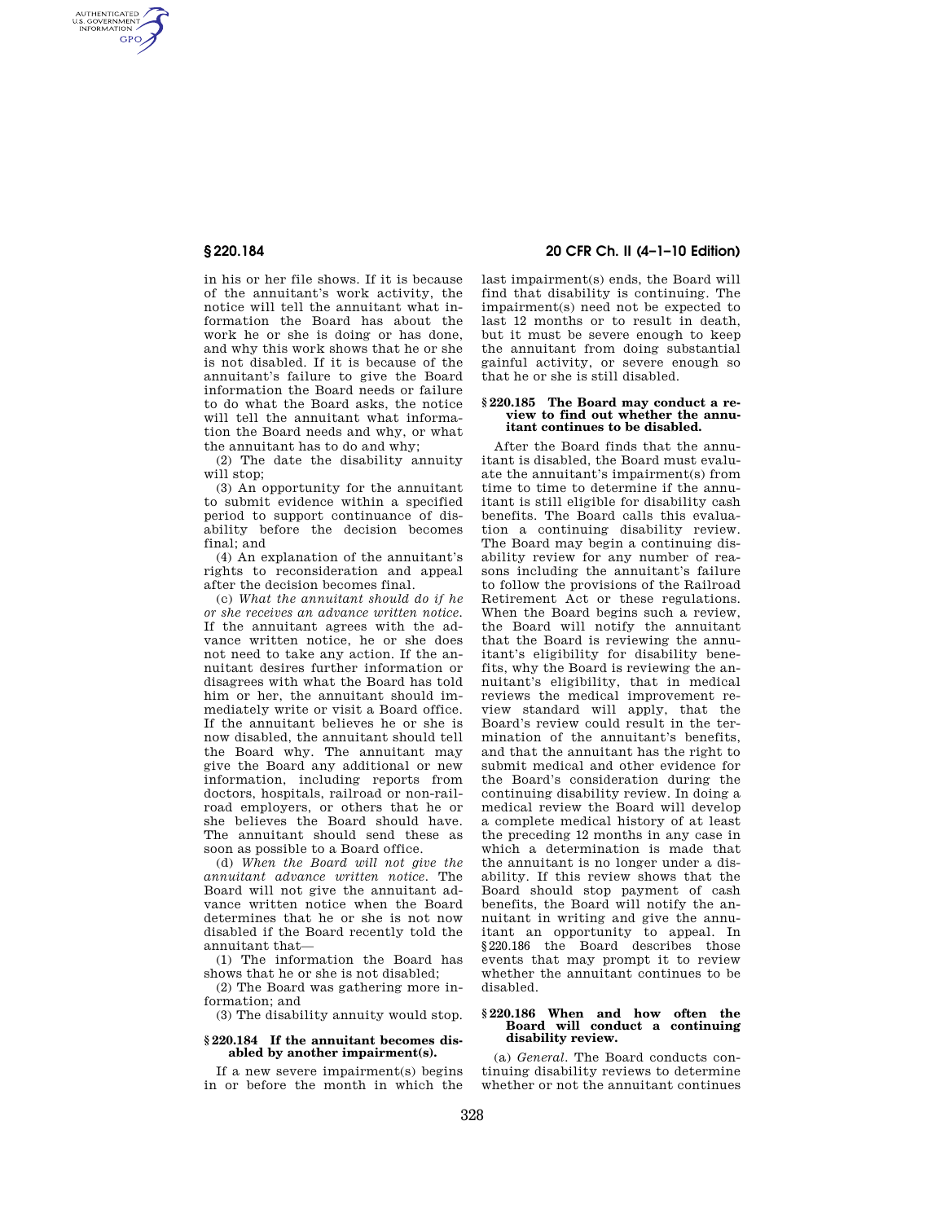in his or her file shows. If it is because of the annuitant's work activity, the notice will tell the annuitant what information the Board has about the work he or she is doing or has done, and why this work shows that he or she is not disabled. If it is because of the annuitant's failure to give the Board information the Board needs or failure to do what the Board asks, the notice will tell the annuitant what information the Board needs and why, or what the annuitant has to do and why;

(2) The date the disability annuity will stop;

(3) An opportunity for the annuitant to submit evidence within a specified period to support continuance of disability before the decision becomes final; and

(4) An explanation of the annuitant's rights to reconsideration and appeal after the decision becomes final.

(c) *What the annuitant should do if he or she receives an advance written notice.* If the annuitant agrees with the advance written notice, he or she does not need to take any action. If the annuitant desires further information or disagrees with what the Board has told him or her, the annuitant should immediately write or visit a Board office. If the annuitant believes he or she is now disabled, the annuitant should tell the Board why. The annuitant may give the Board any additional or new information, including reports from doctors, hospitals, railroad or non-railroad employers, or others that he or she believes the Board should have. The annuitant should send these as soon as possible to a Board office.

(d) *When the Board will not give the annuitant advance written notice.* The Board will not give the annuitant advance written notice when the Board determines that he or she is not now disabled if the Board recently told the annuitant that—

(1) The information the Board has shows that he or she is not disabled;

(2) The Board was gathering more information; and

(3) The disability annuity would stop.

### § 220.184 If the annuitant becomes disabled by another impairment(s).

If a new severe impairment(s) begins in or before the month in which the last impairment(s) ends, the Board will find that disability is continuing. The impairment(s) need not be expected to last 12 months or to result in death, but it must be severe enough to keep the annuitant from doing substantial gainful activity, or severe enough so that he or she is still disabled.

### § 220.185 The Board may conduct a review to find out whether the annuitant continues to be disabled.

After the Board finds that the annuitant is disabled, the Board must evaluate the annuitant's impairment(s) from time to time to determine if the annuitant is still eligible for disability cash benefits. The Board calls this evaluation a continuing disability review. The Board may begin a continuing disability review for any number of reasons including the annuitant's failure to follow the provisions of the Railroad Retirement Act or these regulations. When the Board begins such a review, the Board will notify the annuitant that the Board is reviewing the annuitant's eligibility for disability benefits, why the Board is reviewing the annuitant's eligibility, that in medical reviews the medical improvement review standard will apply, that the Board's review could result in the termination of the annuitant's benefits, and that the annuitant has the right to submit medical and other evidence for the Board's consideration during the continuing disability review. In doing a medical review the Board will develop a complete medical history of at least the preceding 12 months in any case in which a determination is made that the annuitant is no longer under a disability. If this review shows that the Board should stop payment of cash benefits, the Board will notify the annuitant in writing and give the annuitant an opportunity to appeal. In § 220.186 the Board describes those events that may prompt it to review whether the annuitant continues to be disabled.

### § 220.186 When and how often the Board will conduct a continuing disability review.

(a) *General.* The Board conducts continuing disability reviews to determine whether or not the annuitant continues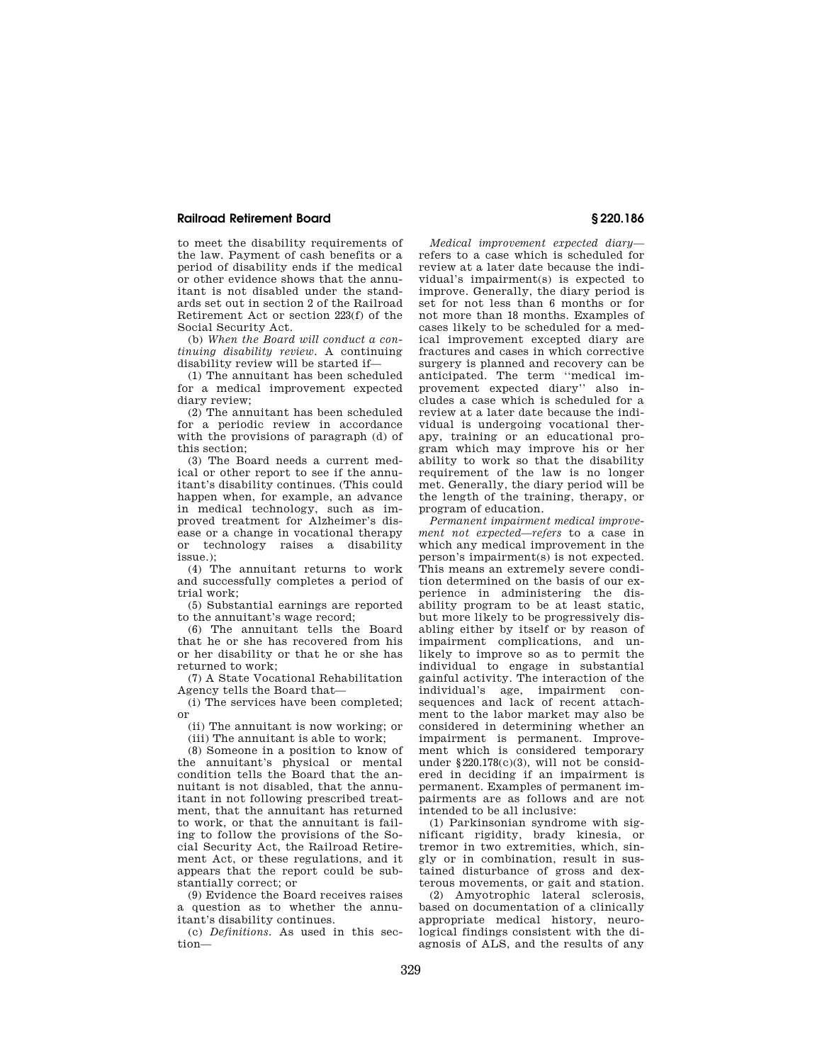to meet the disability requirements of the law. Payment of cash benefits or a period of disability ends if the medical or other evidence shows that the annuitant is not disabled under the standards set out in section 2 of the Railroad Retirement Act or section 223(f) of the Social Security Act.

(b) *When the Board will conduct a continuing disability review.* A continuing disability review will be started if—

(1) The annuitant has been scheduled for a medical improvement expected diary review;

(2) The annuitant has been scheduled for a periodic review in accordance with the provisions of paragraph (d) of this section;

(3) The Board needs a current medical or other report to see if the annuitant's disability continues. (This could happen when, for example, an advance in medical technology, such as improved treatment for Alzheimer's disease or a change in vocational therapy or technology raises a disability issue.);

(4) The annuitant returns to work and successfully completes a period of trial work;

(5) Substantial earnings are reported to the annuitant's wage record;

(6) The annuitant tells the Board that he or she has recovered from his or her disability or that he or she has returned to work;

(7) A State Vocational Rehabilitation Agency tells the Board that—

(i) The services have been completed; or

(ii) The annuitant is now working; or

(iii) The annuitant is able to work;

(8) Someone in a position to know of the annuitant's physical or mental condition tells the Board that the annuitant is not disabled, that the annuitant in not following prescribed treatment, that the annuitant has returned to work, or that the annuitant is failing to follow the provisions of the Social Security Act, the Railroad Retirement Act, or these regulations, and it appears that the report could be substantially correct; or

(9) Evidence the Board receives raises a question as to whether the annuitant's disability continues.

(c) *Definitions.* As used in this section—

*Medical improvement expected diary*—refers to a case which is scheduled for review at a later date because the individual's impairment(s) is expected to improve. Generally, the diary period is set for not less than 6 months or for not more than 18 months. Examples of cases likely to be scheduled for a medical improvement excepted diary are fractures and cases in which corrective surgery is planned and recovery can be anticipated. The term ''medical improvement expected diary'' also includes a case which is scheduled for a review at a later date because the individual is undergoing vocational therapy, training or an educational program which may improve his or her ability to work so that the disability requirement of the law is no longer met. Generally, the diary period will be the length of the training, therapy, or program of education.

*Permanent impairment medical improvement not expected—refers* to a case in which any medical improvement in the person's impairment(s) is not expected. This means an extremely severe condition determined on the basis of our experience in administering the disability program to be at least static, but more likely to be progressively disabling either by itself or by reason of impairment complications, and unlikely to improve so as to permit the individual to engage in substantial gainful activity. The interaction of the individual's age, impairment consequences and lack of recent attachment to the labor market may also be considered in determining whether an impairment is permanent. Improvement which is considered temporary under §220.178(c)(3), will not be considered in deciding if an impairment is permanent. Examples of permanent impairments are as follows and are not intended to be all inclusive:

(1) Parkinsonian syndrome with significant rigidity, brady kinesia, or tremor in two extremities, which, singly or in combination, result in sustained disturbance of gross and dexterous movements, or gait and station.

(2) Amyotrophic lateral sclerosis, based on documentation of a clinically appropriate medical history, neurological findings consistent with the diagnosis of ALS, and the results of any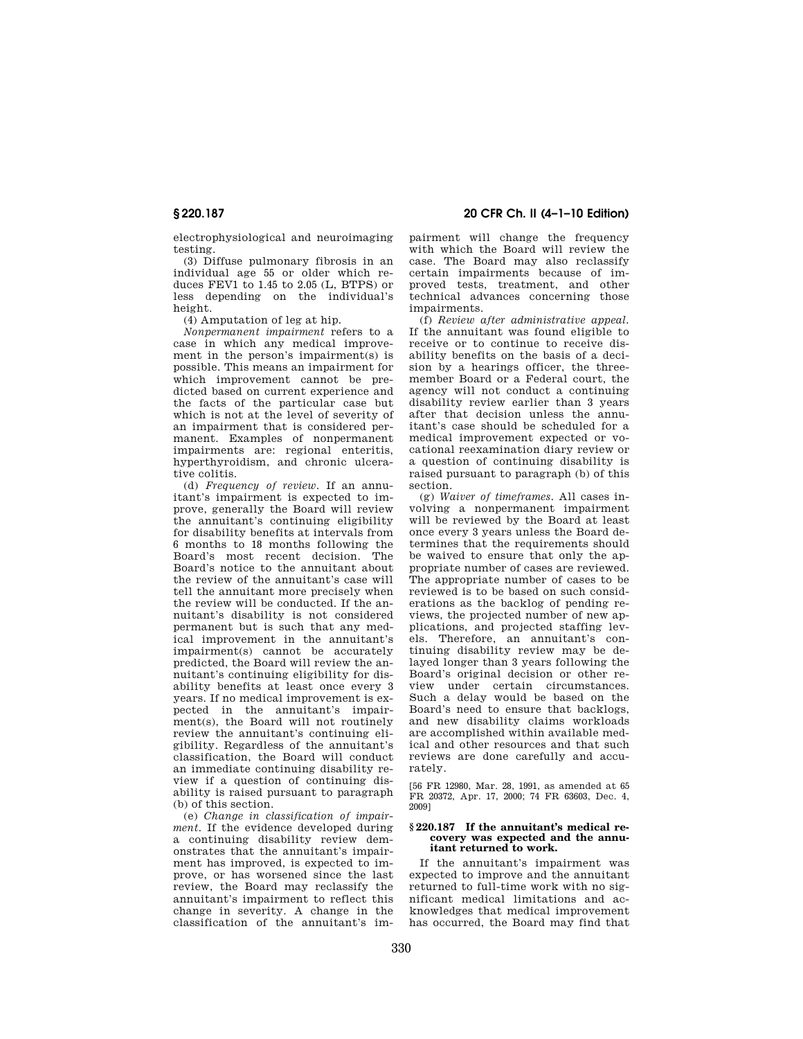electrophysiological and neuroimaging testing.

(3) Diffuse pulmonary fibrosis in an individual age 55 or older which reduces FEV1 to 1.45 to 2.05 (L, BTPS) or less depending on the individual's height.

(4) Amputation of leg at hip.

*Nonpermanent impairment* refers to a case in which any medical improvement in the person's impairment(s) is possible. This means an impairment for which improvement cannot be predicted based on current experience and the facts of the particular case but which is not at the level of severity of an impairment that is considered permanent. Examples of nonpermanent impairments are: regional enteritis, hyperthyroidism, and chronic ulcerative colitis.

(d) *Frequency of review.* If an annuitant's impairment is expected to improve, generally the Board will review the annuitant's continuing eligibility for disability benefits at intervals from 6 months to 18 months following the Board's most recent decision. The Board's notice to the annuitant about the review of the annuitant's case will tell the annuitant more precisely when the review will be conducted. If the annuitant's disability is not considered permanent but is such that any medical improvement in the annuitant's impairment(s) cannot be accurately predicted, the Board will review the annuitant's continuing eligibility for disability benefits at least once every 3 years. If no medical improvement is expected in the annuitant's impairment(s), the Board will not routinely review the annuitant's continuing eligibility. Regardless of the annuitant's classification, the Board will conduct an immediate continuing disability review if a question of continuing disability is raised pursuant to paragraph (b) of this section.

(e) *Change in classification of impairment.* If the evidence developed during a continuing disability review demonstrates that the annuitant's impairment has improved, is expected to improve, or has worsened since the last review, the Board may reclassify the annuitant's impairment to reflect this change in severity. A change in the classification of the annuitant's impairment will change the frequency with which the Board will review the case. The Board may also reclassify certain impairments because of improved tests, treatment, and other technical advances concerning those impairments.

(f) *Review after administrative appeal.* If the annuitant was found eligible to receive or to continue to receive disability benefits on the basis of a decision by a hearings officer, the three-member Board or a Federal court, the agency will not conduct a continuing disability review earlier than 3 years after that decision unless the annuitant's case should be scheduled for a medical improvement expected or vocational reexamination diary review or a question of continuing disability is raised pursuant to paragraph (b) of this section.

(g) *Waiver of timeframes.* All cases involving a nonpermanent impairment will be reviewed by the Board at least once every 3 years unless the Board determines that the requirements should be waived to ensure that only the appropriate number of cases are reviewed. The appropriate number of cases to be reviewed is to be based on such considerations as the backlog of pending reviews, the projected number of new applications, and projected staffing levels. Therefore, an annuitant's continuing disability review may be delayed longer than 3 years following the Board's original decision or other review under certain circumstances. Such a delay would be based on the Board's need to ensure that backlogs, and new disability claims workloads are accomplished within available medical and other resources and that such reviews are done carefully and accurately.

[56 FR 12980, Mar. 28, 1991, as amended at 65 FR 20372, Apr. 17, 2000; 74 FR 63603, Dec. 4, 2009]

### § 220.187 If the annuitant's medical recovery was expected and the annuitant returned to work.

If the annuitant's impairment was expected to improve and the annuitant returned to full-time work with no significant medical limitations and acknowledges that medical improvement has occurred, the Board may find that